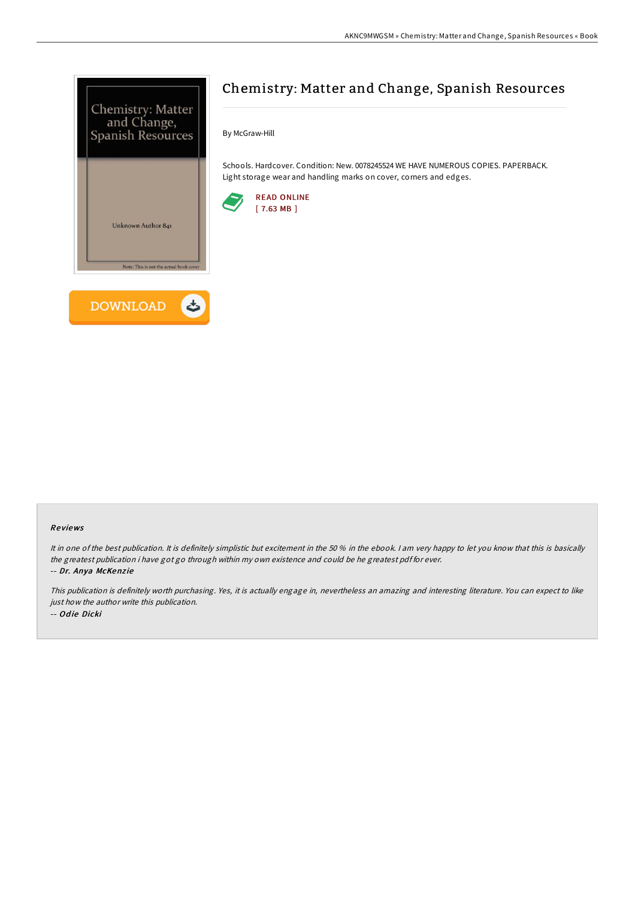# Chemistry: Matter and Change, Spanish Resources

By McGraw-Hill

Schools. Hardcover. Condition: New. 0078245524 WE HAVE NUMEROUS COPIES. PAPERBACK. Light storage wear and handling marks on cover, corners and edges.

READ ONLINE
[ 7.63 MB ]

DOWNLOAD

## Reviews

*It in one of the best publication. It is definitely simplistic but excitement in the 50 % in the ebook. I am very happy to let you know that this is basically the greatest publication i have got go through within my own existence and could be he greatest pdf for ever.*

-- ***Dr. Anya McKenzie***

*This publication is definitely worth purchasing. Yes, it is actually engage in, nevertheless an amazing and interesting literature. You can expect to like just how the author write this publication.*

-- ***Odie Dicki***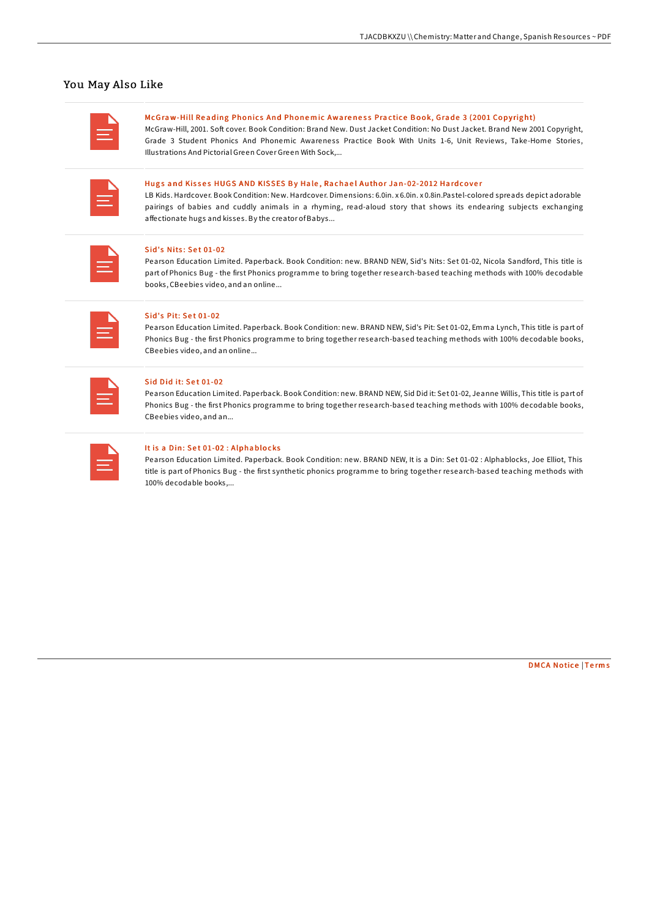## You May Also Like

### McGraw-Hill Reading Phonics And Phonemic Awareness Practice Book, Grade 3 (2001 Copyright)

McGraw-Hill, 2001. Soft cover. Book Condition: Brand New. Dust Jacket Condition: No Dust Jacket. Brand New 2001 Copyright, Grade 3 Student Phonics And Phonemic Awareness Practice Book With Units 1-6, Unit Reviews, Take-Home Stories, Illustrations And Pictorial Green Cover Green With Sock,...

### Hugs and Kisses HUGS AND KISSES By Hale, Rachael Author Jan-02-2012 Hardcover

LB Kids. Hardcover. Book Condition: New. Hardcover. Dimensions: 6.0in. x 6.0in. x 0.8in.Pastel-colored spreads depict adorable pairings of babies and cuddly animals in a rhyming, read-aloud story that shows its endearing subjects exchanging affectionate hugs and kisses. By the creator of Babys...

### Sid's Nits: Set 01-02

Pearson Education Limited. Paperback. Book Condition: new. BRAND NEW, Sid's Nits: Set 01-02, Nicola Sandford, This title is part of Phonics Bug - the first Phonics programme to bring together research-based teaching methods with 100% decodable books, CBeebies video, and an online...

### Sid's Pit: Set 01-02

Pearson Education Limited. Paperback. Book Condition: new. BRAND NEW, Sid's Pit: Set 01-02, Emma Lynch, This title is part of Phonics Bug - the first Phonics programme to bring together research-based teaching methods with 100% decodable books, CBeebies video, and an online...

### Sid Did it: Set 01-02

Pearson Education Limited. Paperback. Book Condition: new. BRAND NEW, Sid Did it: Set 01-02, Jeanne Willis, This title is part of Phonics Bug - the first Phonics programme to bring together research-based teaching methods with 100% decodable books, CBeebies video, and an...

### It is a Din: Set 01-02 : Alphablocks

Pearson Education Limited. Paperback. Book Condition: new. BRAND NEW, It is a Din: Set 01-02 : Alphablocks, Joe Elliot, This title is part of Phonics Bug - the first synthetic phonics programme to bring together research-based teaching methods with 100% decodable books,...